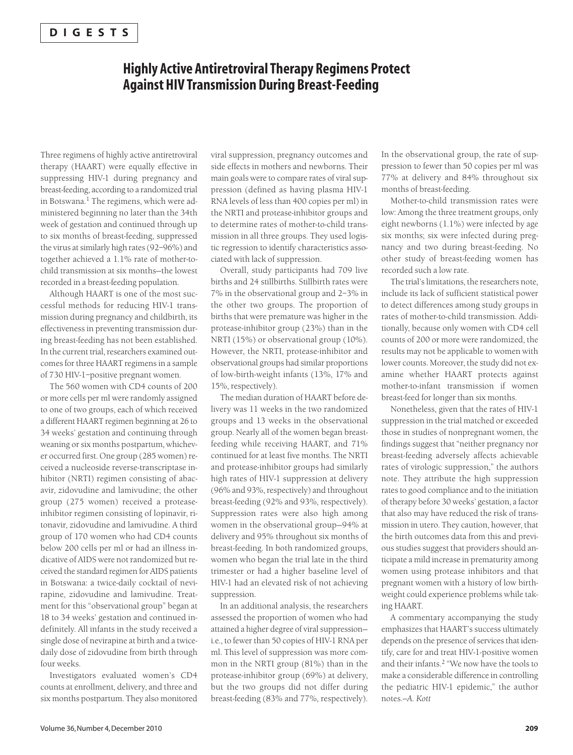**DIGESTS**

# Highly Active Antiretroviral Therapy Regimens Protect Against HIV Transmission During Breast-Feeding

Three regimens of highly active antiretroviral therapy (HAART) were equally effective in suppressing HIV-1 during pregnancy and breast-feeding, according to a randomized trial in Botswana.[1] The regimens, which were administered beginning no later than the 34th week of gestation and continued through up to six months of breast-feeding, suppressed the virus at similarly high rates (92–96%) and together achieved a 1.1% rate of mother-to-child transmission at six months—the lowest recorded in a breast-feeding population.

Although HAART is one of the most successful methods for reducing HIV-1 transmission during pregnancy and childbirth, its effectiveness in preventing transmission during breast-feeding has not been established. In the current trial, researchers examined outcomes for three HAART regimens in a sample of 730 HIV-1–positive pregnant women.

The 560 women with CD4 counts of 200 or more cells per ml were randomly assigned to one of two groups, each of which received a different HAART regimen beginning at 26 to 34 weeks' gestation and continuing through weaning or six months postpartum, whichever occurred first. One group (285 women) received a nucleoside reverse-transcriptase inhibitor (NRTI) regimen consisting of abacavir, zidovudine and lamivudine; the other group (275 women) received a protease-inhibitor regimen consisting of lopinavir, ritonavir, zidovudine and lamivudine. A third group of 170 women who had CD4 counts below 200 cells per ml or had an illness indicative of AIDS were not randomized but received the standard regimen for AIDS patients in Botswana: a twice-daily cocktail of nevirapine, zidovudine and lamivudine. Treatment for this "observational group" began at 18 to 34 weeks' gestation and continued indefinitely. All infants in the study received a single dose of nevirapine at birth and a twice-daily dose of zidovudine from birth through four weeks.

Investigators evaluated women's CD4 counts at enrollment, delivery, and three and six months postpartum. They also monitored viral suppression, pregnancy outcomes and side effects in mothers and newborns. Their main goals were to compare rates of viral suppression (defined as having plasma HIV-1 RNA levels of less than 400 copies per ml) in the NRTI and protease-inhibitor groups and to determine rates of mother-to-child transmission in all three groups. They used logistic regression to identify characteristics associated with lack of suppression.

Overall, study participants had 709 live births and 24 stillbirths. Stillbirth rates were 7% in the observational group and 2–3% in the other two groups. The proportion of births that were premature was higher in the protease-inhibitor group (23%) than in the NRTI (15%) or observational group (10%). However, the NRTI, protease-inhibitor and observational groups had similar proportions of low-birth-weight infants (13%, 17% and 15%, respectively).

The median duration of HAART before delivery was 11 weeks in the two randomized groups and 13 weeks in the observational group. Nearly all of the women began breast-feeding while receiving HAART, and 71% continued for at least five months. The NRTI and protease-inhibitor groups had similarly high rates of HIV-1 suppression at delivery (96% and 93%, respectively) and throughout breast-feeding (92% and 93%, respectively). Suppression rates were also high among women in the observational group—94% at delivery and 95% throughout six months of breast-feeding. In both randomized groups, women who began the trial late in the third trimester or had a higher baseline level of HIV-1 had an elevated risk of not achieving suppression.

In an additional analysis, the researchers assessed the proportion of women who had attained a higher degree of viral suppression—i.e., to fewer than 50 copies of HIV-1 RNA per ml. This level of suppression was more common in the NRTI group (81%) than in the protease-inhibitor group (69%) at delivery, but the two groups did not differ during breast-feeding (83% and 77%, respectively). In the observational group, the rate of suppression to fewer than 50 copies per ml was 77% at delivery and 84% throughout six months of breast-feeding.

Mother-to-child transmission rates were low: Among the three treatment groups, only eight newborns (1.1%) were infected by age six months; six were infected during pregnancy and two during breast-feeding. No other study of breast-feeding women has recorded such a low rate.

The trial's limitations, the researchers note, include its lack of sufficient statistical power to detect differences among study groups in rates of mother-to-child transmission. Additionally, because only women with CD4 cell counts of 200 or more were randomized, the results may not be applicable to women with lower counts. Moreover, the study did not examine whether HAART protects against mother-to-infant transmission if women breast-feed for longer than six months.

Nonetheless, given that the rates of HIV-1 suppression in the trial matched or exceeded those in studies of nonpregnant women, the findings suggest that "neither pregnancy nor breast-feeding adversely affects achievable rates of virologic suppression," the authors note. They attribute the high suppression rates to good compliance and to the initiation of therapy before 30 weeks' gestation, a factor that also may have reduced the risk of transmission in utero. They caution, however, that the birth outcomes data from this and previous studies suggest that providers should anticipate a mild increase in prematurity among women using protease inhibitors and that pregnant women with a history of low birth-weight could experience problems while taking HAART.

A commentary accompanying the study emphasizes that HAART's success ultimately depends on the presence of services that identify, care for and treat HIV-1-positive women and their infants.[2] "We now have the tools to make a considerable difference in controlling the pediatric HIV-1 epidemic," the author notes.—*A. Kott*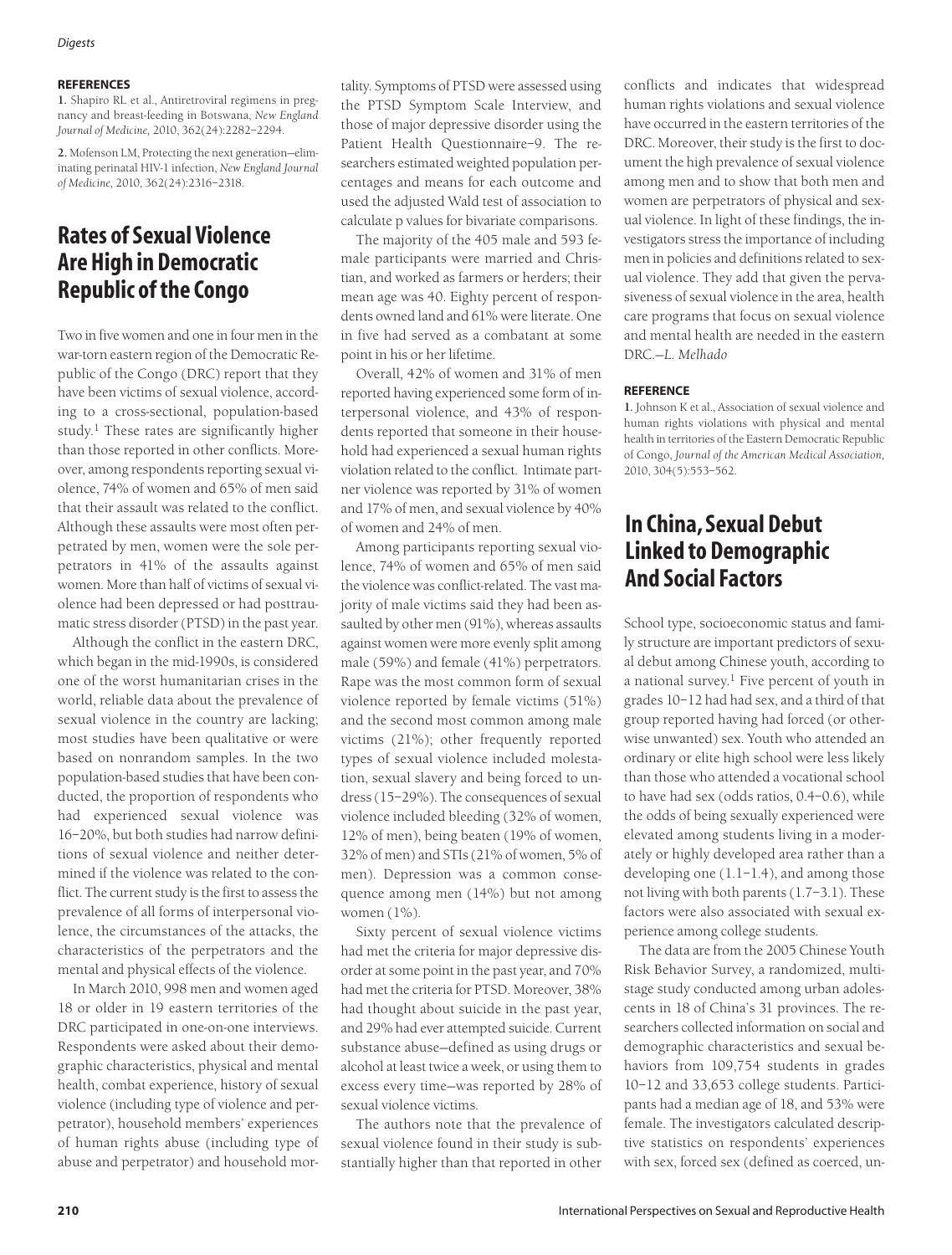#### REFERENCES

1. Shapiro RL et al., Antiretroviral regimens in pregnancy and breast-feeding in Botswana, *New England Journal of Medicine,* 2010, 362(24):2282–2294.

2. Mofenson LM, Protecting the next generation—eliminating perinatal HIV-1 infection, *New England Journal of Medicine,* 2010, 362(24):2316–2318.

# Rates of Sexual Violence Are High in Democratic Republic of the Congo

Two in five women and one in four men in the war-torn eastern region of the Democratic Republic of the Congo (DRC) report that they have been victims of sexual violence, according to a cross-sectional, population-based study.[1] These rates are significantly higher than those reported in other conflicts. Moreover, among respondents reporting sexual violence, 74% of women and 65% of men said that their assault was related to the conflict. Although these assaults were most often perpetrated by men, women were the sole perpetrators in 41% of the assaults against women. More than half of victims of sexual violence had been depressed or had posttraumatic stress disorder (PTSD) in the past year.

Although the conflict in the eastern DRC, which began in the mid-1990s, is considered one of the worst humanitarian crises in the world, reliable data about the prevalence of sexual violence in the country are lacking; most studies have been qualitative or were based on nonrandom samples. In the two population-based studies that have been conducted, the proportion of respondents who had experienced sexual violence was 16–20%, but both studies had narrow definitions of sexual violence and neither determined if the violence was related to the conflict. The current study is the first to assess the prevalence of all forms of interpersonal violence, the circumstances of the attacks, the characteristics of the perpetrators and the mental and physical effects of the violence.

In March 2010, 998 men and women aged 18 or older in 19 eastern territories of the DRC participated in one-on-one interviews. Respondents were asked about their demographic characteristics, physical and mental health, combat experience, history of sexual violence (including type of violence and perpetrator), household members' experiences of human rights abuse (including type of abuse and perpetrator) and household mortality. Symptoms of PTSD were assessed using the PTSD Symptom Scale Interview, and those of major depressive disorder using the Patient Health Questionnaire–9. The researchers estimated weighted population percentages and means for each outcome and used the adjusted Wald test of association to calculate p values for bivariate comparisons.

The majority of the 405 male and 593 female participants were married and Christian, and worked as farmers or herders; their mean age was 40. Eighty percent of respondents owned land and 61% were literate. One in five had served as a combatant at some point in his or her lifetime.

Overall, 42% of women and 31% of men reported having experienced some form of interpersonal violence, and 43% of respondents reported that someone in their household had experienced a sexual human rights violation related to the conflict. Intimate partner violence was reported by 31% of women and 17% of men, and sexual violence by 40% of women and 24% of men.

Among participants reporting sexual violence, 74% of women and 65% of men said the violence was conflict-related. The vast majority of male victims said they had been assaulted by other men (91%), whereas assaults against women were more evenly split among male (59%) and female (41%) perpetrators. Rape was the most common form of sexual violence reported by female victims (51%) and the second most common among male victims (21%); other frequently reported types of sexual violence included molestation, sexual slavery and being forced to undress (15–29%). The consequences of sexual violence included bleeding (32% of women, 12% of men), being beaten (19% of women, 32% of men) and STIs (21% of women, 5% of men). Depression was a common consequence among men (14%) but not among women (1%).

Sixty percent of sexual violence victims had met the criteria for major depressive disorder at some point in the past year, and 70% had met the criteria for PTSD. Moreover, 38% had thought about suicide in the past year, and 29% had ever attempted suicide. Current substance abuse—defined as using drugs or alcohol at least twice a week, or using them to excess every time—was reported by 28% of sexual violence victims.

The authors note that the prevalence of sexual violence found in their study is substantially higher than that reported in other conflicts and indicates that widespread human rights violations and sexual violence have occurred in the eastern territories of the DRC. Moreover, their study is the first to document the high prevalence of sexual violence among men and to show that both men and women are perpetrators of physical and sexual violence. In light of these findings, the investigators stress the importance of including men in policies and definitions related to sexual violence. They add that given the pervasiveness of sexual violence in the area, health care programs that focus on sexual violence and mental health are needed in the eastern DRC.—*L. Melhado*

#### REFERENCE

1. Johnson K et al., Association of sexual violence and human rights violations with physical and mental health in territories of the Eastern Democratic Republic of Congo, *Journal of the American Medical Association,* 2010, 304(5):553–562.

# In China, Sexual Debut Linked to Demographic And Social Factors

School type, socioeconomic status and family structure are important predictors of sexual debut among Chinese youth, according to a national survey.[1] Five percent of youth in grades 10–12 had had sex, and a third of that group reported having had forced (or otherwise unwanted) sex. Youth who attended an ordinary or elite high school were less likely than those who attended a vocational school to have had sex (odds ratios, 0.4–0.6), while the odds of being sexually experienced were elevated among students living in a moderately or highly developed area rather than a developing one (1.1–1.4), and among those not living with both parents (1.7–3.1). These factors were also associated with sexual experience among college students.

The data are from the 2005 Chinese Youth Risk Behavior Survey, a randomized, multistage study conducted among urban adolescents in 18 of China's 31 provinces. The researchers collected information on social and demographic characteristics and sexual behaviors from 109,754 students in grades 10–12 and 33,653 college students. Participants had a median age of 18, and 53% were female. The investigators calculated descriptive statistics on respondents' experiences with sex, forced sex (defined as coerced, un-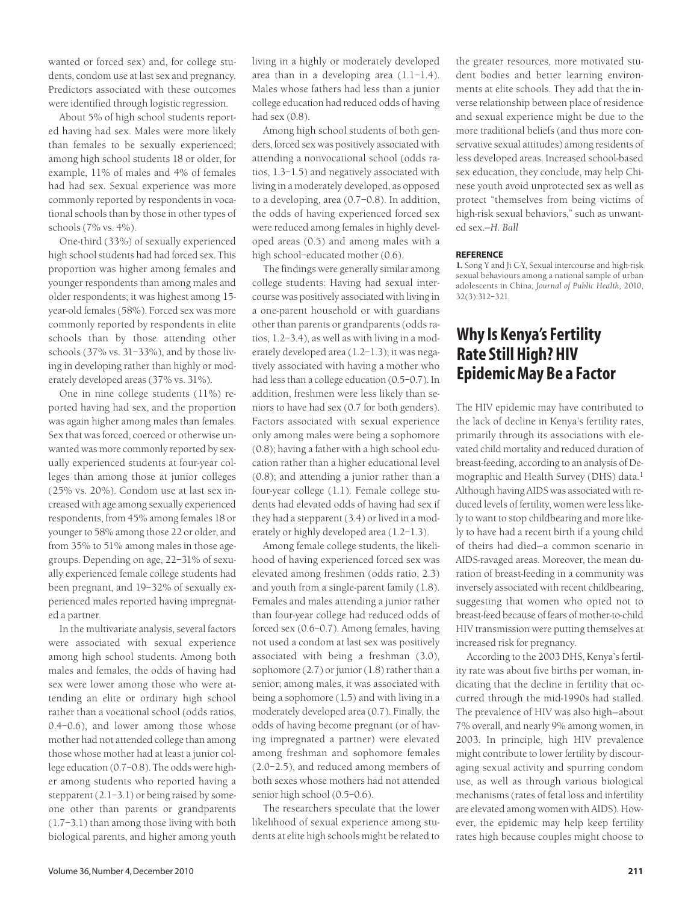wanted or forced sex) and, for college students, condom use at last sex and pregnancy. Predictors associated with these outcomes were identified through logistic regression.

About 5% of high school students reported having had sex. Males were more likely than females to be sexually experienced; among high school students 18 or older, for example, 11% of males and 4% of females had had sex. Sexual experience was more commonly reported by respondents in vocational schools than by those in other types of schools (7% vs. 4%).

One-third (33%) of sexually experienced high school students had had forced sex. This proportion was higher among females and younger respondents than among males and older respondents; it was highest among 15-year-old females (58%). Forced sex was more commonly reported by respondents in elite schools than by those attending other schools (37% vs. 31–33%), and by those living in developing rather than highly or moderately developed areas (37% vs. 31%).

One in nine college students (11%) reported having had sex, and the proportion was again higher among males than females. Sex that was forced, coerced or otherwise unwanted was more commonly reported by sexually experienced students at four-year colleges than among those at junior colleges (25% vs. 20%). Condom use at last sex increased with age among sexually experienced respondents, from 45% among females 18 or younger to 58% among those 22 or older, and from 35% to 51% among males in those age-groups. Depending on age, 22–31% of sexually experienced female college students had been pregnant, and 19–32% of sexually experienced males reported having impregnated a partner.

In the multivariate analysis, several factors were associated with sexual experience among high school students. Among both males and females, the odds of having had sex were lower among those who were attending an elite or ordinary high school rather than a vocational school (odds ratios, 0.4–0.6), and lower among those whose mother had not attended college than among those whose mother had at least a junior college education (0.7–0.8). The odds were higher among students who reported having a stepparent (2.1–3.1) or being raised by someone other than parents or grandparents (1.7–3.1) than among those living with both biological parents, and higher among youth living in a highly or moderately developed area than in a developing area (1.1–1.4). Males whose fathers had less than a junior college education had reduced odds of having had sex (0.8).

Among high school students of both genders, forced sex was positively associated with attending a nonvocational school (odds ratios, 1.3–1.5) and negatively associated with living in a moderately developed, as opposed to a developing, area (0.7–0.8). In addition, the odds of having experienced forced sex were reduced among females in highly developed areas (0.5) and among males with a high school–educated mother (0.6).

The findings were generally similar among college students: Having had sexual intercourse was positively associated with living in a one-parent household or with guardians other than parents or grandparents (odds ratios, 1.2–3.4), as well as with living in a moderately developed area (1.2–1.3); it was negatively associated with having a mother who had less than a college education (0.5–0.7). In addition, freshmen were less likely than seniors to have had sex (0.7 for both genders). Factors associated with sexual experience only among males were being a sophomore (0.8); having a father with a high school education rather than a higher educational level (0.8); and attending a junior rather than a four-year college (1.1). Female college students had elevated odds of having had sex if they had a stepparent (3.4) or lived in a moderately or highly developed area (1.2–1.3).

Among female college students, the likelihood of having experienced forced sex was elevated among freshmen (odds ratio, 2.3) and youth from a single-parent family (1.8). Females and males attending a junior rather than four-year college had reduced odds of forced sex (0.6–0.7). Among females, having not used a condom at last sex was positively associated with being a freshman (3.0), sophomore (2.7) or junior (1.8) rather than a senior; among males, it was associated with being a sophomore (1.5) and with living in a moderately developed area (0.7). Finally, the odds of having become pregnant (or of having impregnated a partner) were elevated among freshman and sophomore females (2.0–2.5), and reduced among members of both sexes whose mothers had not attended senior high school (0.5–0.6).

The researchers speculate that the lower likelihood of sexual experience among students at elite high schools might be related to the greater resources, more motivated student bodies and better learning environments at elite schools. They add that the inverse relationship between place of residence and sexual experience might be due to the more traditional beliefs (and thus more conservative sexual attitudes) among residents of less developed areas. Increased school-based sex education, they conclude, may help Chinese youth avoid unprotected sex as well as protect "themselves from being victims of high-risk sexual behaviors," such as unwanted sex.—*H. Ball*

#### REFERENCE

1. Song Y and Ji C-Y, Sexual intercourse and high-risk sexual behaviours among a national sample of urban adolescents in China, *Journal of Public Health,* 2010, 32(3):312–321.

## Why Is Kenya's Fertility Rate Still High? HIV Epidemic May Be a Factor

The HIV epidemic may have contributed to the lack of decline in Kenya's fertility rates, primarily through its associations with elevated child mortality and reduced duration of breast-feeding, according to an analysis of Demographic and Health Survey (DHS) data.[1] Although having AIDS was associated with reduced levels of fertility, women were less likely to want to stop childbearing and more likely to have had a recent birth if a young child of theirs had died—a common scenario in AIDS-ravaged areas. Moreover, the mean duration of breast-feeding in a community was inversely associated with recent childbearing, suggesting that women who opted not to breast-feed because of fears of mother-to-child HIV transmission were putting themselves at increased risk for pregnancy.

According to the 2003 DHS, Kenya's fertility rate was about five births per woman, indicating that the decline in fertility that occurred through the mid-1990s had stalled. The prevalence of HIV was also high—about 7% overall, and nearly 9% among women, in 2003. In principle, high HIV prevalence might contribute to lower fertility by discouraging sexual activity and spurring condom use, as well as through various biological mechanisms (rates of fetal loss and infertility are elevated among women with AIDS). However, the epidemic may help keep fertility rates high because couples might choose to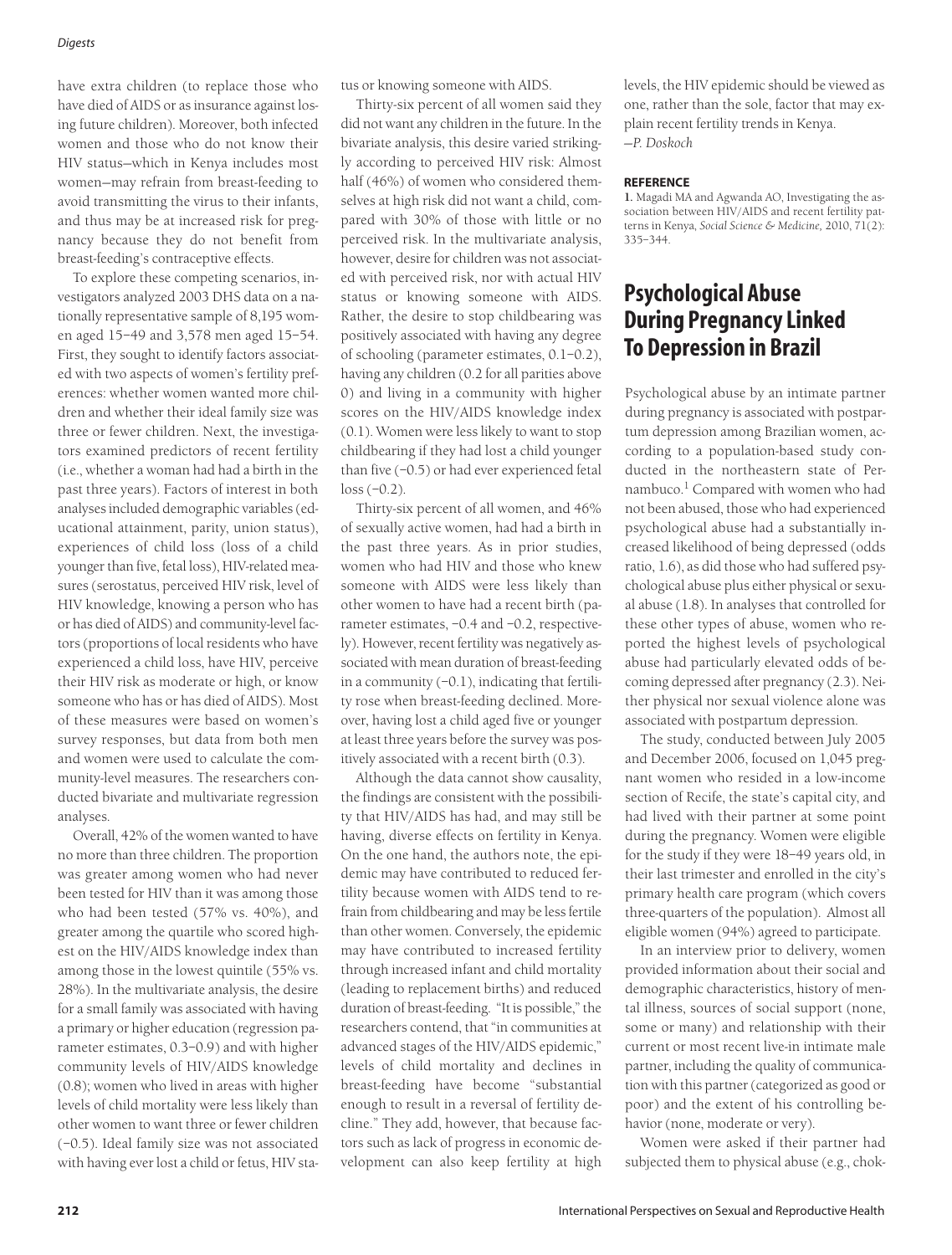have extra children (to replace those who have died of AIDS or as insurance against losing future children). Moreover, both infected women and those who do not know their HIV status—which in Kenya includes most women—may refrain from breast-feeding to avoid transmitting the virus to their infants, and thus may be at increased risk for pregnancy because they do not benefit from breast-feeding's contraceptive effects.

To explore these competing scenarios, investigators analyzed 2003 DHS data on a nationally representative sample of 8,195 women aged 15–49 and 3,578 men aged 15–54. First, they sought to identify factors associated with two aspects of women's fertility preferences: whether women wanted more children and whether their ideal family size was three or fewer children. Next, the investigators examined predictors of recent fertility (i.e., whether a woman had had a birth in the past three years). Factors of interest in both analyses included demographic variables (educational attainment, parity, union status), experiences of child loss (loss of a child younger than five, fetal loss), HIV-related measures (serostatus, perceived HIV risk, level of HIV knowledge, knowing a person who has or has died of AIDS) and community-level factors (proportions of local residents who have experienced a child loss, have HIV, perceive their HIV risk as moderate or high, or know someone who has or has died of AIDS). Most of these measures were based on women's survey responses, but data from both men and women were used to calculate the community-level measures. The researchers conducted bivariate and multivariate regression analyses.

Overall, 42% of the women wanted to have no more than three children. The proportion was greater among women who had never been tested for HIV than it was among those who had been tested (57% vs. 40%), and greater among the quartile who scored highest on the HIV/AIDS knowledge index than among those in the lowest quintile (55% vs. 28%). In the multivariate analysis, the desire for a small family was associated with having a primary or higher education (regression parameter estimates, 0.3–0.9) and with higher community levels of HIV/AIDS knowledge (0.8); women who lived in areas with higher levels of child mortality were less likely than other women to want three or fewer children (−0.5). Ideal family size was not associated with having ever lost a child or fetus, HIV status or knowing someone with AIDS.

Thirty-six percent of all women said they did not want any children in the future. In the bivariate analysis, this desire varied strikingly according to perceived HIV risk: Almost half (46%) of women who considered themselves at high risk did not want a child, compared with 30% of those with little or no perceived risk. In the multivariate analysis, however, desire for children was not associated with perceived risk, nor with actual HIV status or knowing someone with AIDS. Rather, the desire to stop childbearing was positively associated with having any degree of schooling (parameter estimates, 0.1–0.2), having any children (0.2 for all parities above 0) and living in a community with higher scores on the HIV/AIDS knowledge index (0.1). Women were less likely to want to stop childbearing if they had lost a child younger than five (−0.5) or had ever experienced fetal loss (−0.2).

Thirty-six percent of all women, and 46% of sexually active women, had had a birth in the past three years. As in prior studies, women who had HIV and those who knew someone with AIDS were less likely than other women to have had a recent birth (parameter estimates, −0.4 and −0.2, respectively). However, recent fertility was negatively associated with mean duration of breast-feeding in a community (−0.1), indicating that fertility rose when breast-feeding declined. Moreover, having lost a child aged five or younger at least three years before the survey was positively associated with a recent birth (0.3).

Although the data cannot show causality, the findings are consistent with the possibility that HIV/AIDS has had, and may still be having, diverse effects on fertility in Kenya. On the one hand, the authors note, the epidemic may have contributed to reduced fertility because women with AIDS tend to refrain from childbearing and may be less fertile than other women. Conversely, the epidemic may have contributed to increased fertility through increased infant and child mortality (leading to replacement births) and reduced duration of breast-feeding. "It is possible," the researchers contend, that "in communities at advanced stages of the HIV/AIDS epidemic," levels of child mortality and declines in breast-feeding have become "substantial enough to result in a reversal of fertility decline." They add, however, that because factors such as lack of progress in economic development can also keep fertility at high levels, the HIV epidemic should be viewed as one, rather than the sole, factor that may explain recent fertility trends in Kenya.

—*P. Doskoch*

#### REFERENCE

**1.** Magadi MA and Agwanda AO, Investigating the association between HIV/AIDS and recent fertility patterns in Kenya, *Social Science & Medicine,* 2010, 71(2): 335–344.

## Psychological Abuse During Pregnancy Linked To Depression in Brazil

Psychological abuse by an intimate partner during pregnancy is associated with postpartum depression among Brazilian women, according to a population-based study conducted in the northeastern state of Pernambuco.[1] Compared with women who had not been abused, those who had experienced psychological abuse had a substantially increased likelihood of being depressed (odds ratio, 1.6), as did those who had suffered psychological abuse plus either physical or sexual abuse (1.8). In analyses that controlled for these other types of abuse, women who reported the highest levels of psychological abuse had particularly elevated odds of becoming depressed after pregnancy (2.3). Neither physical nor sexual violence alone was associated with postpartum depression.

The study, conducted between July 2005 and December 2006, focused on 1,045 pregnant women who resided in a low-income section of Recife, the state's capital city, and had lived with their partner at some point during the pregnancy. Women were eligible for the study if they were 18–49 years old, in their last trimester and enrolled in the city's primary health care program (which covers three-quarters of the population). Almost all eligible women (94%) agreed to participate.

In an interview prior to delivery, women provided information about their social and demographic characteristics, history of mental illness, sources of social support (none, some or many) and relationship with their current or most recent live-in intimate male partner, including the quality of communication with this partner (categorized as good or poor) and the extent of his controlling behavior (none, moderate or very).

Women were asked if their partner had subjected them to physical abuse (e.g., chok-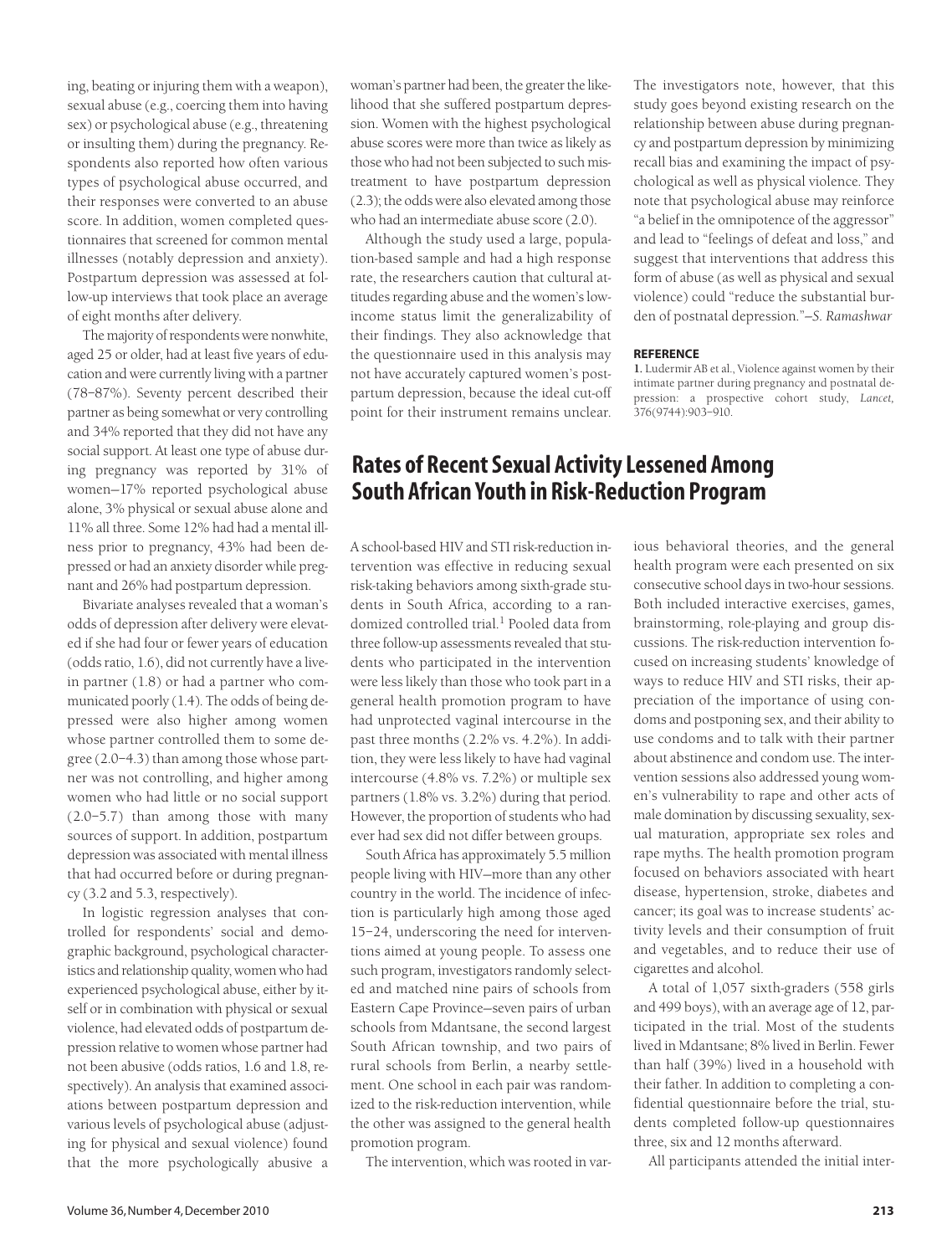ing, beating or injuring them with a weapon), sexual abuse (e.g., coercing them into having sex) or psychological abuse (e.g., threatening or insulting them) during the pregnancy. Respondents also reported how often various types of psychological abuse occurred, and their responses were converted to an abuse score. In addition, women completed questionnaires that screened for common mental illnesses (notably depression and anxiety). Postpartum depression was assessed at follow-up interviews that took place an average of eight months after delivery.

The majority of respondents were nonwhite, aged 25 or older, had at least five years of education and were currently living with a partner (78–87%). Seventy percent described their partner as being somewhat or very controlling and 34% reported that they did not have any social support. At least one type of abuse during pregnancy was reported by 31% of women—17% reported psychological abuse alone, 3% physical or sexual abuse alone and 11% all three. Some 12% had had a mental illness prior to pregnancy, 43% had been depressed or had an anxiety disorder while pregnant and 26% had postpartum depression.

Bivariate analyses revealed that a woman's odds of depression after delivery were elevated if she had four or fewer years of education (odds ratio, 1.6), did not currently have a live-in partner (1.8) or had a partner who communicated poorly (1.4). The odds of being depressed were also higher among women whose partner controlled them to some degree (2.0–4.3) than among those whose partner was not controlling, and higher among women who had little or no social support (2.0–5.7) than among those with many sources of support. In addition, postpartum depression was associated with mental illness that had occurred before or during pregnancy (3.2 and 5.3, respectively).

In logistic regression analyses that controlled for respondents' social and demographic background, psychological characteristics and relationship quality, women who had experienced psychological abuse, either by itself or in combination with physical or sexual violence, had elevated odds of postpartum depression relative to women whose partner had not been abusive (odds ratios, 1.6 and 1.8, respectively). An analysis that examined associations between postpartum depression and various levels of psychological abuse (adjusting for physical and sexual violence) found that the more psychologically abusive a woman's partner had been, the greater the likelihood that she suffered postpartum depression. Women with the highest psychological abuse scores were more than twice as likely as those who had not been subjected to such mistreatment to have postpartum depression (2.3); the odds were also elevated among those who had an intermediate abuse score (2.0).

Although the study used a large, population-based sample and had a high response rate, the researchers caution that cultural attitudes regarding abuse and the women's low-income status limit the generalizability of their findings. They also acknowledge that the questionnaire used in this analysis may not have accurately captured women's postpartum depression, because the ideal cut-off point for their instrument remains unclear. The investigators note, however, that this study goes beyond existing research on the relationship between abuse during pregnancy and postpartum depression by minimizing recall bias and examining the impact of psychological as well as physical violence. They note that psychological abuse may reinforce "a belief in the omnipotence of the aggressor" and lead to "feelings of defeat and loss," and suggest that interventions that address this form of abuse (as well as physical and sexual violence) could "reduce the substantial burden of postnatal depression."—*S. Ramashwar*

**REFERENCE**

1. Ludermir AB et al., Violence against women by their intimate partner during pregnancy and postnatal depression: a prospective cohort study, *Lancet*, 376(9744):903–910.

## Rates of Recent Sexual Activity Lessened Among South African Youth in Risk-Reduction Program

A school-based HIV and STI risk-reduction intervention was effective in reducing sexual risk-taking behaviors among sixth-grade students in South Africa, according to a randomized controlled trial.[1] Pooled data from three follow-up assessments revealed that students who participated in the intervention were less likely than those who took part in a general health promotion program to have had unprotected vaginal intercourse in the past three months (2.2% vs. 4.2%). In addition, they were less likely to have had vaginal intercourse (4.8% vs. 7.2%) or multiple sex partners (1.8% vs. 3.2%) during that period. However, the proportion of students who had ever had sex did not differ between groups.

South Africa has approximately 5.5 million people living with HIV—more than any other country in the world. The incidence of infection is particularly high among those aged 15–24, underscoring the need for interventions aimed at young people. To assess one such program, investigators randomly selected and matched nine pairs of schools from Eastern Cape Province—seven pairs of urban schools from Mdantsane, the second largest South African township, and two pairs of rural schools from Berlin, a nearby settlement. One school in each pair was randomized to the risk-reduction intervention, while the other was assigned to the general health promotion program.

The intervention, which was rooted in various behavioral theories, and the general health program were each presented on six consecutive school days in two-hour sessions. Both included interactive exercises, games, brainstorming, role-playing and group discussions. The risk-reduction intervention focused on increasing students' knowledge of ways to reduce HIV and STI risks, their appreciation of the importance of using condoms and postponing sex, and their ability to use condoms and to talk with their partner about abstinence and condom use. The intervention sessions also addressed young women's vulnerability to rape and other acts of male domination by discussing sexuality, sexual maturation, appropriate sex roles and rape myths. The health promotion program focused on behaviors associated with heart disease, hypertension, stroke, diabetes and cancer; its goal was to increase students' activity levels and their consumption of fruit and vegetables, and to reduce their use of cigarettes and alcohol.

A total of 1,057 sixth-graders (558 girls and 499 boys), with an average age of 12, participated in the trial. Most of the students lived in Mdantsane; 8% lived in Berlin. Fewer than half (39%) lived in a household with their father. In addition to completing a confidential questionnaire before the trial, students completed follow-up questionnaires three, six and 12 months afterward.

All participants attended the initial inter-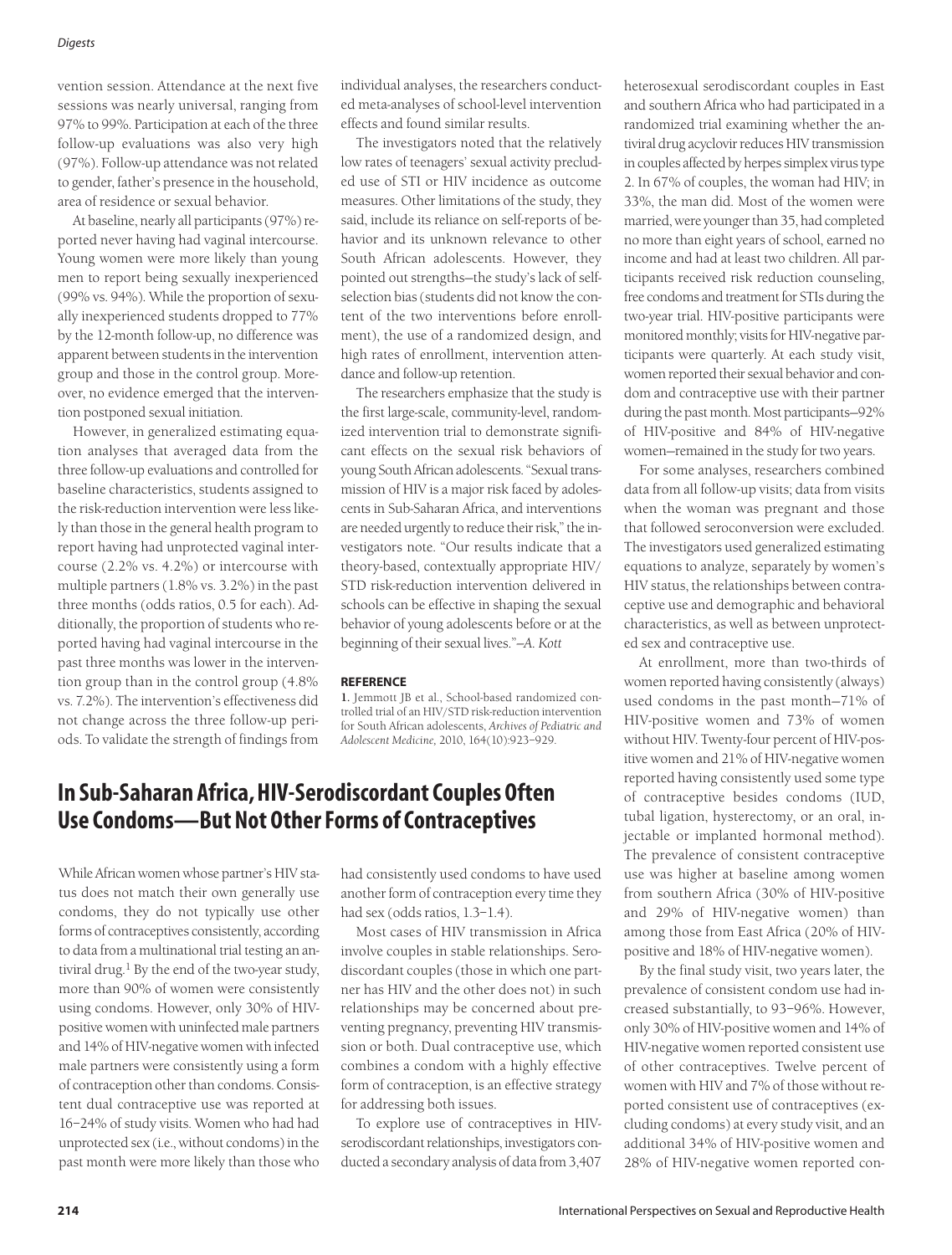vention session. Attendance at the next five sessions was nearly universal, ranging from 97% to 99%. Participation at each of the three follow-up evaluations was also very high (97%). Follow-up attendance was not related to gender, father's presence in the household, area of residence or sexual behavior.

At baseline, nearly all participants (97%) reported never having had vaginal intercourse. Young women were more likely than young men to report being sexually inexperienced (99% vs. 94%). While the proportion of sexually inexperienced students dropped to 77% by the 12-month follow-up, no difference was apparent between students in the intervention group and those in the control group. Moreover, no evidence emerged that the intervention postponed sexual initiation.

However, in generalized estimating equation analyses that averaged data from the three follow-up evaluations and controlled for baseline characteristics, students assigned to the risk-reduction intervention were less likely than those in the general health program to report having had unprotected vaginal intercourse (2.2% vs. 4.2%) or intercourse with multiple partners (1.8% vs. 3.2%) in the past three months (odds ratios, 0.5 for each). Additionally, the proportion of students who reported having had vaginal intercourse in the past three months was lower in the intervention group than in the control group (4.8% vs. 7.2%). The intervention's effectiveness did not change across the three follow-up periods. To validate the strength of findings from individual analyses, the researchers conducted meta-analyses of school-level intervention effects and found similar results.

The investigators noted that the relatively low rates of teenagers' sexual activity precluded use of STI or HIV incidence as outcome measures. Other limitations of the study, they said, include its reliance on self-reports of behavior and its unknown relevance to other South African adolescents. However, they pointed out strengths—the study's lack of self-selection bias (students did not know the content of the two interventions before enrollment), the use of a randomized design, and high rates of enrollment, intervention attendance and follow-up retention.

The researchers emphasize that the study is the first large-scale, community-level, randomized intervention trial to demonstrate significant effects on the sexual risk behaviors of young South African adolescents. "Sexual transmission of HIV is a major risk faced by adolescents in Sub-Saharan Africa, and interventions are needed urgently to reduce their risk," the investigators note. "Our results indicate that a theory-based, contextually appropriate HIV/STD risk-reduction intervention delivered in schools can be effective in shaping the sexual behavior of young adolescents before or at the beginning of their sexual lives."—*A. Kott*

#### REFERENCE

1. Jemmott JB et al., School-based randomized controlled trial of an HIV/STD risk-reduction intervention for South African adolescents, *Archives of Pediatric and Adolescent Medicine,* 2010, 164(10):923–929.

## In Sub-Saharan Africa, HIV-Serodiscordant Couples Often Use Condoms—But Not Other Forms of Contraceptives

While African women whose partner's HIV status does not match their own generally use condoms, they do not typically use other forms of contraceptives consistently, according to data from a multinational trial testing an antiviral drug.[1] By the end of the two-year study, more than 90% of women were consistently using condoms. However, only 30% of HIV-positive women with uninfected male partners and 14% of HIV-negative women with infected male partners were consistently using a form of contraception other than condoms. Consistent dual contraceptive use was reported at 16–24% of study visits. Women who had had unprotected sex (i.e., without condoms) in the past month were more likely than those who had consistently used condoms to have used another form of contraception every time they had sex (odds ratios, 1.3–1.4).

Most cases of HIV transmission in Africa involve couples in stable relationships. Serodiscordant couples (those in which one partner has HIV and the other does not) in such relationships may be concerned about preventing pregnancy, preventing HIV transmission or both. Dual contraceptive use, which combines a condom with a highly effective form of contraception, is an effective strategy for addressing both issues.

To explore use of contraceptives in HIV-serodiscordant relationships, investigators conducted a secondary analysis of data from 3,407 heterosexual serodiscordant couples in East and southern Africa who had participated in a randomized trial examining whether the antiviral drug acyclovir reduces HIV transmission in couples affected by herpes simplex virus type 2. In 67% of couples, the woman had HIV; in 33%, the man did. Most of the women were married, were younger than 35, had completed no more than eight years of school, earned no income and had at least two children. All participants received risk reduction counseling, free condoms and treatment for STIs during the two-year trial. HIV-positive participants were monitored monthly; visits for HIV-negative participants were quarterly. At each study visit, women reported their sexual behavior and condom and contraceptive use with their partner during the past month. Most participants—92% of HIV-positive and 84% of HIV-negative women—remained in the study for two years.

For some analyses, researchers combined data from all follow-up visits; data from visits when the woman was pregnant and those that followed seroconversion were excluded. The investigators used generalized estimating equations to analyze, separately by women's HIV status, the relationships between contraceptive use and demographic and behavioral characteristics, as well as between unprotected sex and contraceptive use.

At enrollment, more than two-thirds of women reported having consistently (always) used condoms in the past month—71% of HIV-positive women and 73% of women without HIV. Twenty-four percent of HIV-positive women and 21% of HIV-negative women reported having consistently used some type of contraceptive besides condoms (IUD, tubal ligation, hysterectomy, or an oral, injectable or implanted hormonal method). The prevalence of consistent contraceptive use was higher at baseline among women from southern Africa (30% of HIV-positive and 29% of HIV-negative women) than among those from East Africa (20% of HIV-positive and 18% of HIV-negative women).

By the final study visit, two years later, the prevalence of consistent condom use had increased substantially, to 93–96%. However, only 30% of HIV-positive women and 14% of HIV-negative women reported consistent use of other contraceptives. Twelve percent of women with HIV and 7% of those without reported consistent use of contraceptives (excluding condoms) at every study visit, and an additional 34% of HIV-positive women and 28% of HIV-negative women reported con-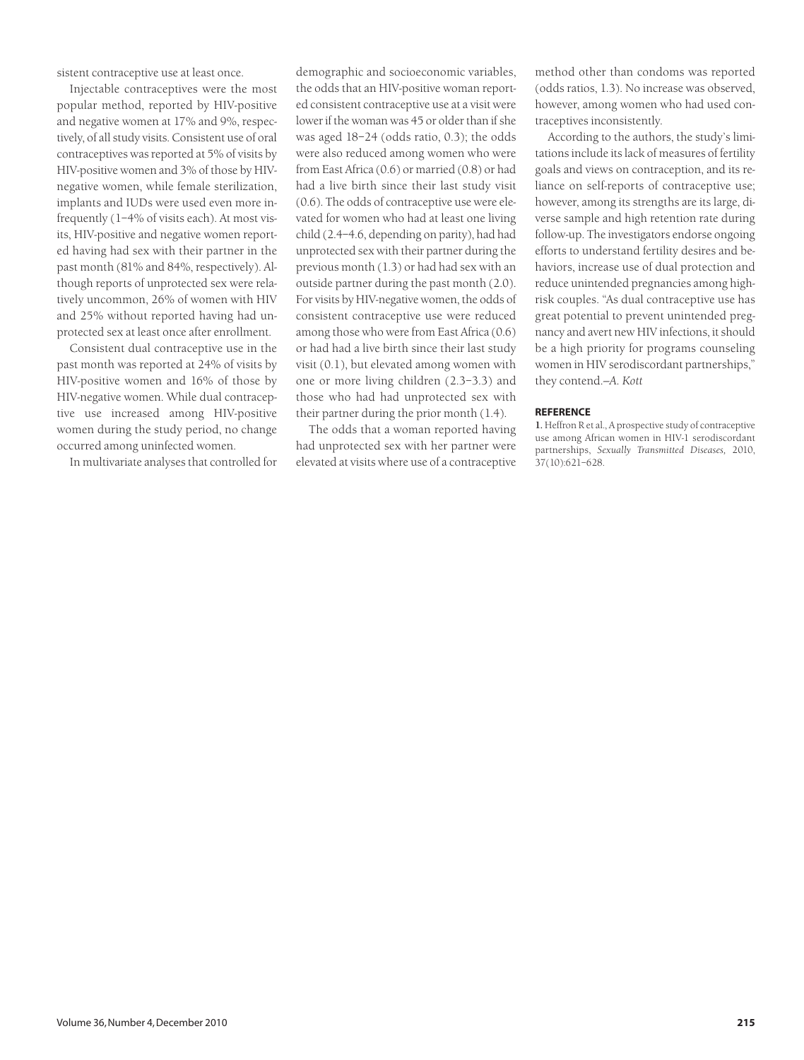sistent contraceptive use at least once.

Injectable contraceptives were the most popular method, reported by HIV-positive and negative women at 17% and 9%, respectively, of all study visits. Consistent use of oral contraceptives was reported at 5% of visits by HIV-positive women and 3% of those by HIV-negative women, while female sterilization, implants and IUDs were used even more infrequently (1–4% of visits each). At most visits, HIV-positive and negative women reported having had sex with their partner in the past month (81% and 84%, respectively). Although reports of unprotected sex were relatively uncommon, 26% of women with HIV and 25% without reported having had unprotected sex at least once after enrollment.

Consistent dual contraceptive use in the past month was reported at 24% of visits by HIV-positive women and 16% of those by HIV-negative women. While dual contraceptive use increased among HIV-positive women during the study period, no change occurred among uninfected women.

In multivariate analyses that controlled for demographic and socioeconomic variables, the odds that an HIV-positive woman reported consistent contraceptive use at a visit were lower if the woman was 45 or older than if she was aged 18–24 (odds ratio, 0.3); the odds were also reduced among women who were from East Africa (0.6) or married (0.8) or had had a live birth since their last study visit (0.6). The odds of contraceptive use were elevated for women who had at least one living child (2.4–4.6, depending on parity), had had unprotected sex with their partner during the previous month (1.3) or had had sex with an outside partner during the past month (2.0). For visits by HIV-negative women, the odds of consistent contraceptive use were reduced among those who were from East Africa (0.6) or had had a live birth since their last study visit (0.1), but elevated among women with one or more living children (2.3–3.3) and those who had had unprotected sex with their partner during the prior month (1.4).

The odds that a woman reported having had unprotected sex with her partner were elevated at visits where use of a contraceptive method other than condoms was reported (odds ratios, 1.3). No increase was observed, however, among women who had used contraceptives inconsistently.

According to the authors, the study's limitations include its lack of measures of fertility goals and views on contraception, and its reliance on self-reports of contraceptive use; however, among its strengths are its large, diverse sample and high retention rate during follow-up. The investigators endorse ongoing efforts to understand fertility desires and behaviors, increase use of dual protection and reduce unintended pregnancies among high-risk couples. "As dual contraceptive use has great potential to prevent unintended pregnancy and avert new HIV infections, it should be a high priority for programs counseling women in HIV serodiscordant partnerships," they contend.*—A. Kott*

**REFERENCE**

**1.** Heffron R et al., A prospective study of contraceptive use among African women in HIV-1 serodiscordant partnerships, *Sexually Transmitted Diseases,* 2010, 37(10):621–628.